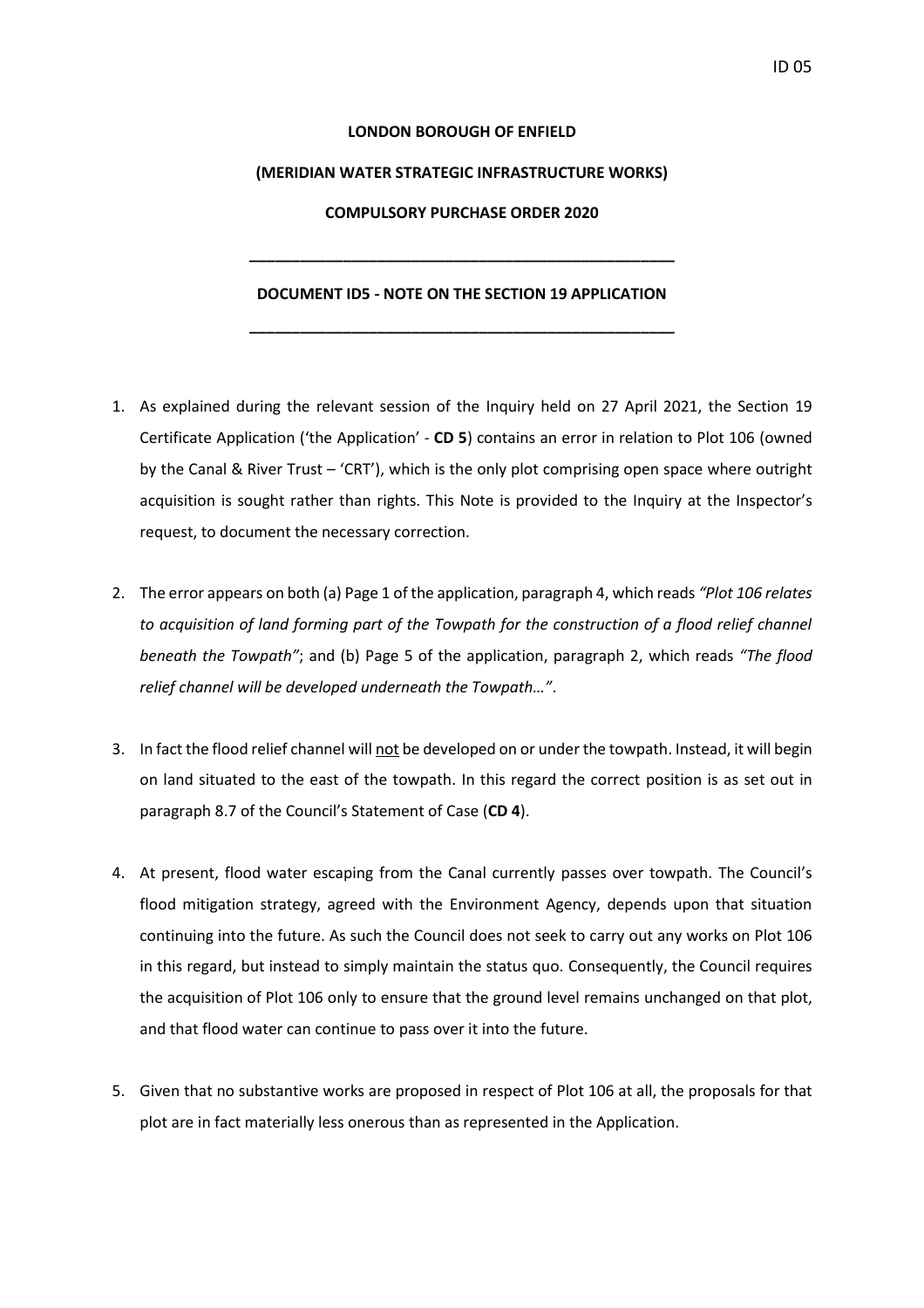**LONDON BOROUGH OF ENFIELD**

**(MERIDIAN WATER STRATEGIC INFRASTRUCTURE WORKS)**

**COMPULSORY PURCHASE ORDER 2020**

---

**DOCUMENT ID5 - NOTE ON THE SECTION 19 APPLICATION**

---

1. As explained during the relevant session of the Inquiry held on 27 April 2021, the Section 19 Certificate Application ('the Application' - **CD 5**) contains an error in relation to Plot 106 (owned by the Canal & River Trust – 'CRT'), which is the only plot comprising open space where outright acquisition is sought rather than rights. This Note is provided to the Inquiry at the Inspector's request, to document the necessary correction.

2. The error appears on both (a) Page 1 of the application, paragraph 4, which reads *"Plot 106 relates to acquisition of land forming part of the Towpath for the construction of a flood relief channel beneath the Towpath"*; and (b) Page 5 of the application, paragraph 2, which reads *"The flood relief channel will be developed underneath the Towpath…"*.

3. In fact the flood relief channel will <u>not</u> be developed on or under the towpath. Instead, it will begin on land situated to the east of the towpath. In this regard the correct position is as set out in paragraph 8.7 of the Council's Statement of Case (**CD 4**).

4. At present, flood water escaping from the Canal currently passes over towpath. The Council's flood mitigation strategy, agreed with the Environment Agency, depends upon that situation continuing into the future. As such the Council does not seek to carry out any works on Plot 106 in this regard, but instead to simply maintain the status quo. Consequently, the Council requires the acquisition of Plot 106 only to ensure that the ground level remains unchanged on that plot, and that flood water can continue to pass over it into the future.

5. Given that no substantive works are proposed in respect of Plot 106 at all, the proposals for that plot are in fact materially less onerous than as represented in the Application.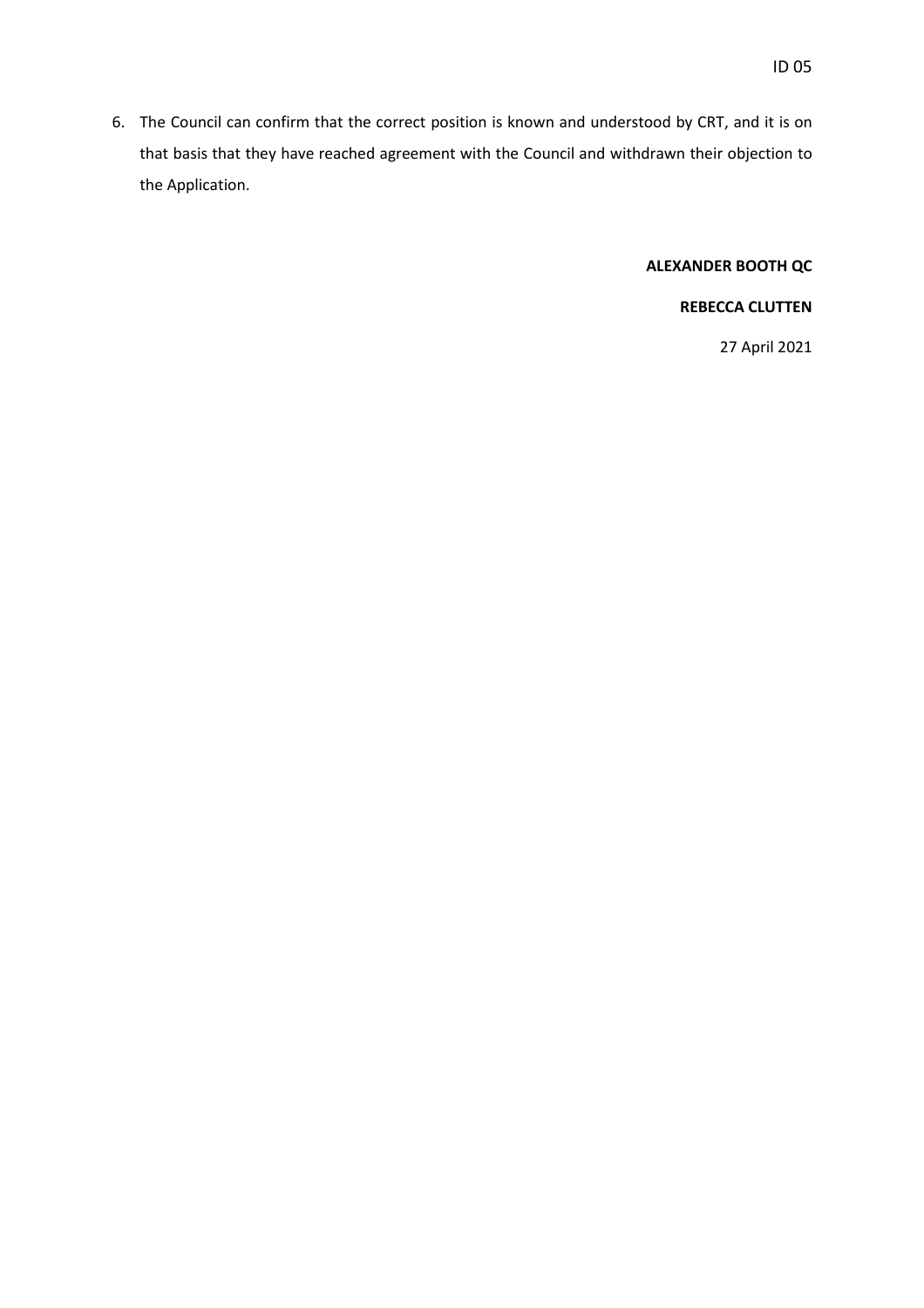6. The Council can confirm that the correct position is known and understood by CRT, and it is on that basis that they have reached agreement with the Council and withdrawn their objection to the Application.

**ALEXANDER BOOTH QC**

**REBECCA CLUTTEN**

27 April 2021